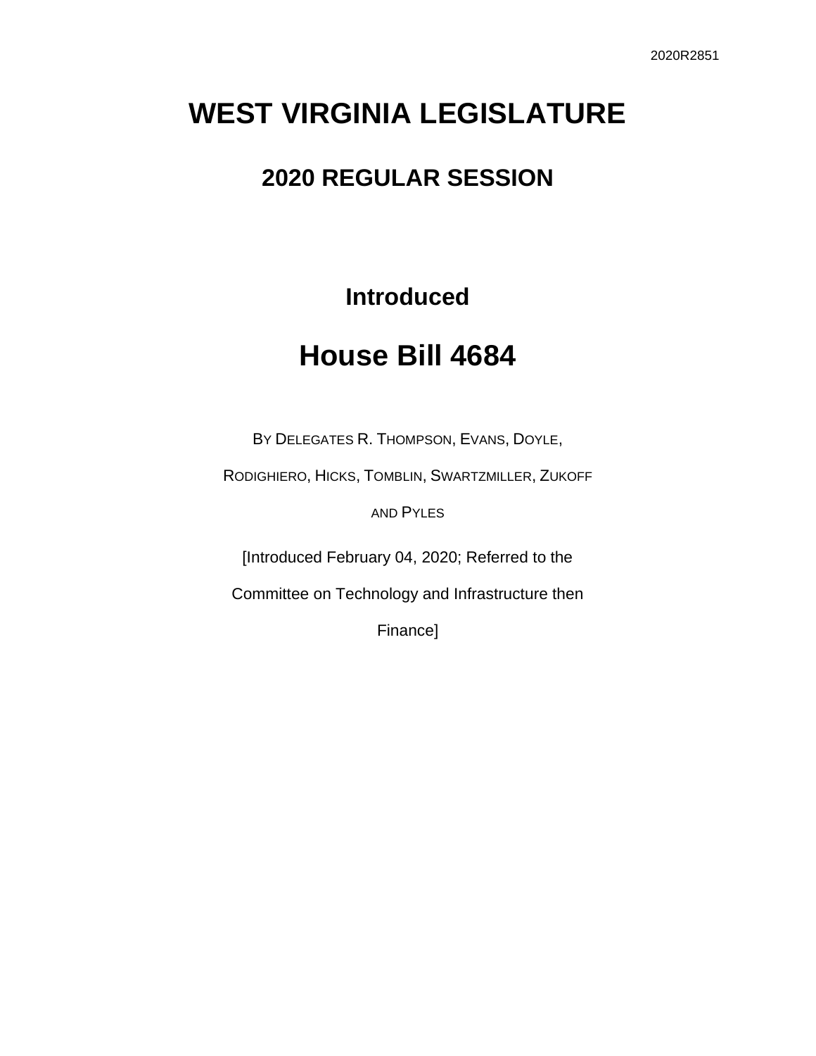2020R2851

# WEST VIRGINIA LEGISLATURE

## 2020 REGULAR SESSION

### Introduced

# House Bill 4684

BY DELEGATES R. THOMPSON, EVANS, DOYLE, RODIGHIERO, HICKS, TOMBLIN, SWARTZMILLER, ZUKOFF AND PYLES

[Introduced February 04, 2020; Referred to the Committee on Technology and Infrastructure then Finance]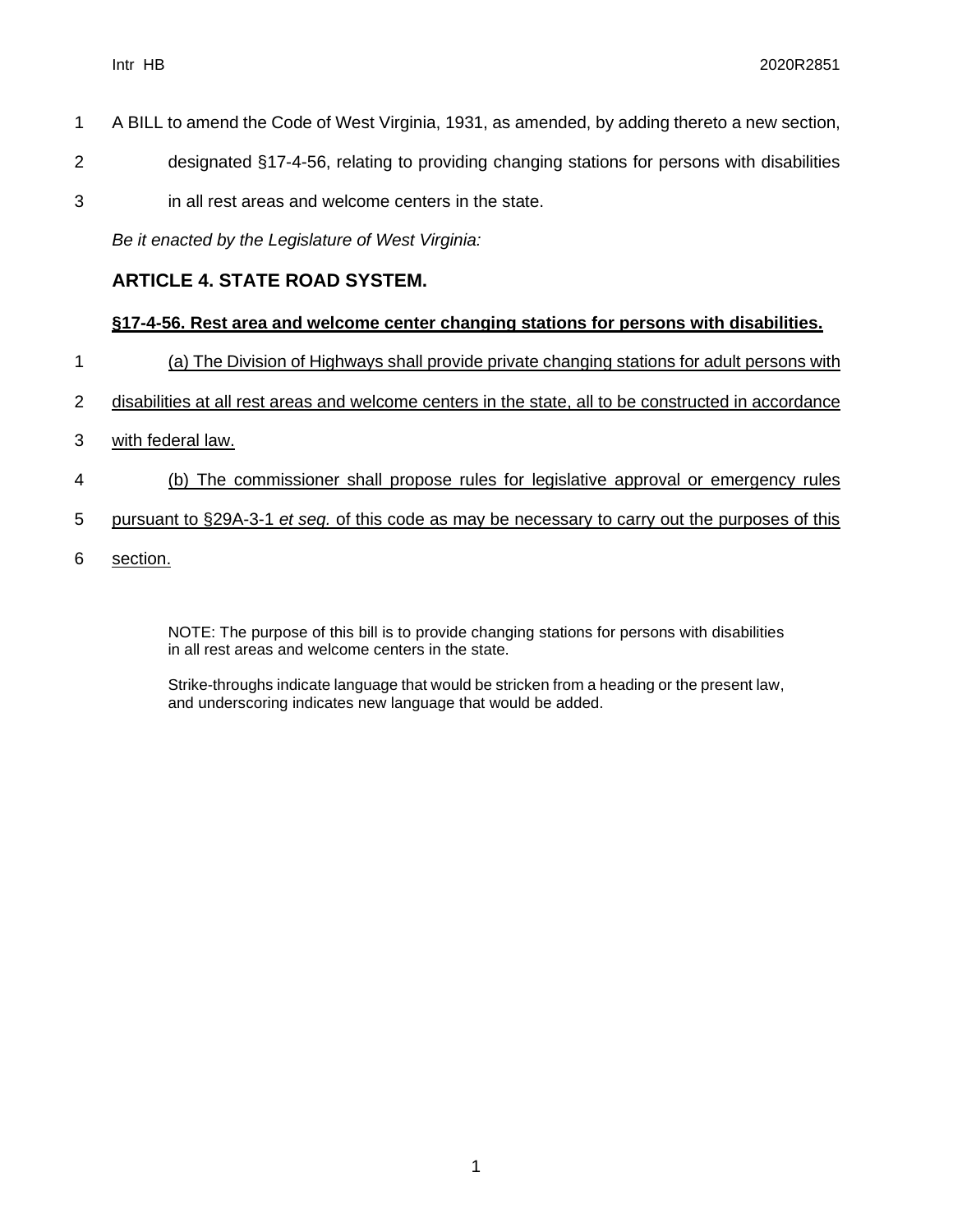A BILL to amend the Code of West Virginia, 1931, as amended, by adding thereto a new section, designated §17-4-56, relating to providing changing stations for persons with disabilities in all rest areas and welcome centers in the state.

*Be it enacted by the Legislature of West Virginia:*

## ARTICLE 4. STATE ROAD SYSTEM.

### <u>§17-4-56. Rest area and welcome center changing stations for persons with disabilities.</u>

<u>(a) The Division of Highways shall provide private changing stations for adult persons with disabilities at all rest areas and welcome centers in the state, all to be constructed in accordance with federal law.</u>

<u>(b) The commissioner shall propose rules for legislative approval or emergency rules pursuant to §29A-3-1 *et seq.* of this code as may be necessary to carry out the purposes of this section.</u>

NOTE: The purpose of this bill is to provide changing stations for persons with disabilities in all rest areas and welcome centers in the state.

Strike-throughs indicate language that would be stricken from a heading or the present law, and underscoring indicates new language that would be added.